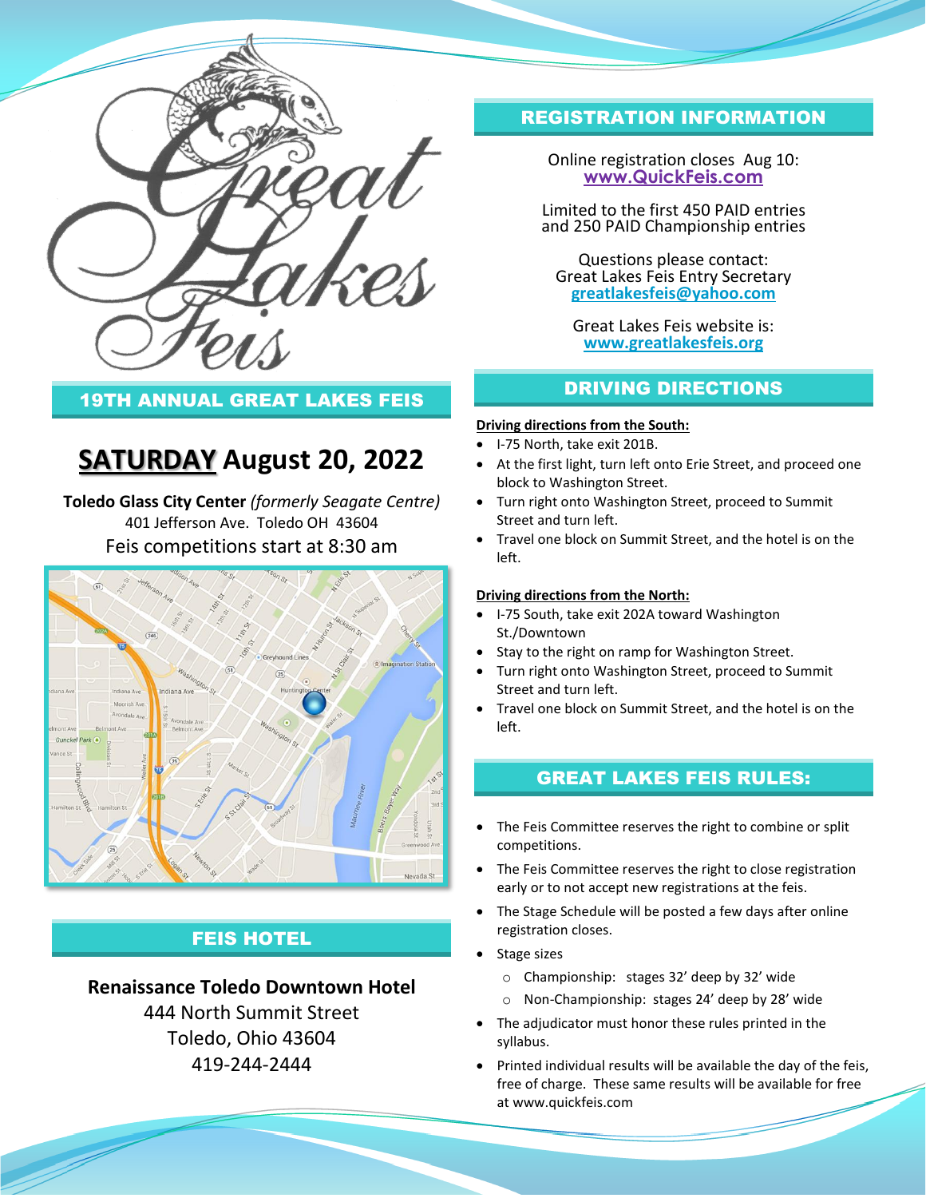# Great Lakes Feis

## 19TH ANNUAL GREAT LAKES FEIS

# **SATURDAY** August 20, 2022

**Toledo Glass City Center** *(formerly Seagate Centre)*
401 Jefferson Ave. Toledo OH 43604
Feis competitions start at 8:30 am

## FEIS HOTEL

**Renaissance Toledo Downtown Hotel**
444 North Summit Street
Toledo, Ohio 43604
419-244-2444

## REGISTRATION INFORMATION

Online registration closes Aug 10:
**www.QuickFeis.com**

Limited to the first 450 PAID entries and 250 PAID Championship entries

Questions please contact:
Great Lakes Feis Entry Secretary
**greatlakesfeis@yahoo.com**

Great Lakes Feis website is:
**www.greatlakesfeis.org**

## DRIVING DIRECTIONS

**Driving directions from the South:**

- I-75 North, take exit 201B.
- At the first light, turn left onto Erie Street, and proceed one block to Washington Street.
- Turn right onto Washington Street, proceed to Summit Street and turn left.
- Travel one block on Summit Street, and the hotel is on the left.

**Driving directions from the North:**

- I-75 South, take exit 202A toward Washington St./Downtown
- Stay to the right on ramp for Washington Street.
- Turn right onto Washington Street, proceed to Summit Street and turn left.
- Travel one block on Summit Street, and the hotel is on the left.

## GREAT LAKES FEIS RULES:

- The Feis Committee reserves the right to combine or split competitions.
- The Feis Committee reserves the right to close registration early or to not accept new registrations at the feis.
- The Stage Schedule will be posted a few days after online registration closes.
- Stage sizes
  - Championship: stages 32' deep by 32' wide
  - Non-Championship: stages 24' deep by 28' wide
- The adjudicator must honor these rules printed in the syllabus.
- Printed individual results will be available the day of the feis, free of charge. These same results will be available for free at www.quickfeis.com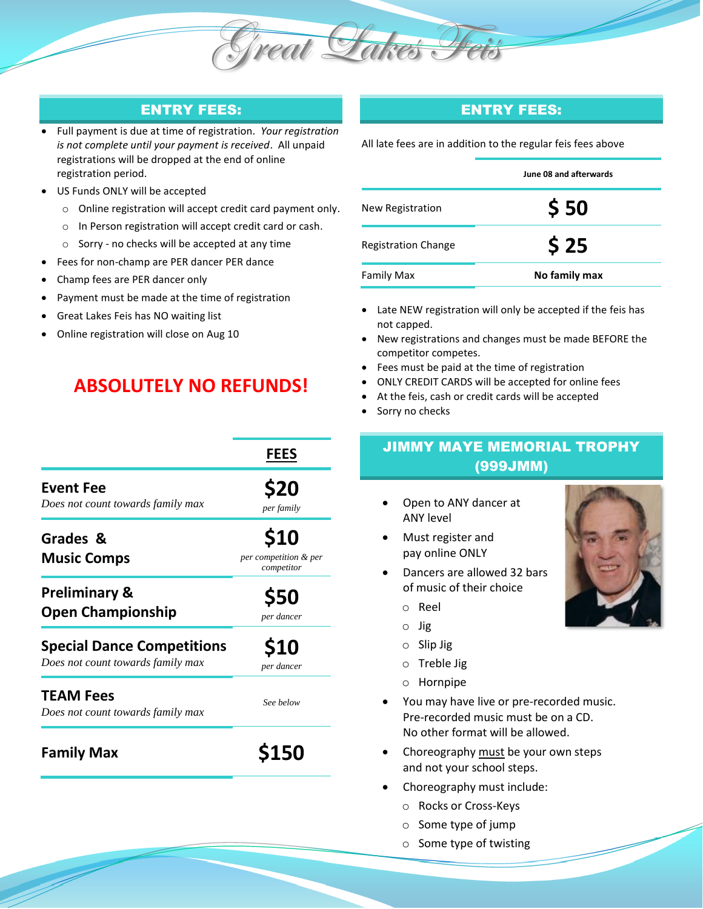# Great Lakes Feis

## ENTRY FEES:

- Full payment is due at time of registration. *Your registration is not complete until your payment is received*. All unpaid registrations will be dropped at the end of online registration period.
- US Funds ONLY will be accepted
  - Online registration will accept credit card payment only.
  - In Person registration will accept credit card or cash.
  - Sorry - no checks will be accepted at any time
- Fees for non-champ are PER dancer PER dance
- Champ fees are PER dancer only
- Payment must be made at the time of registration
- Great Lakes Feis has NO waiting list
- Online registration will close on Aug 10

**ABSOLUTELY NO REFUNDS!**

| | **FEES** |
|---|---|
| **Event Fee**<br>*Does not count towards family max* | **$20**<br>*per family* |
| **Grades & Music Comps** | **$10**<br>*per competition & per competitor* |
| **Preliminary & Open Championship** | **$50**<br>*per dancer* |
| **Special Dance Competitions**<br>*Does not count towards family max* | **$10**<br>*per dancer* |
| **TEAM Fees**<br>*Does not count towards family max* | *See below* |
| **Family Max** | **$150** |

## ENTRY FEES:

All late fees are in addition to the regular feis fees above

| | **June 08 and afterwards** |
|---|---|
| New Registration | **$ 50** |
| Registration Change | **$ 25** |
| Family Max | **No family max** |

- Late NEW registration will only be accepted if the feis has not capped.
- New registrations and changes must be made BEFORE the competitor competes.
- Fees must be paid at the time of registration
- ONLY CREDIT CARDS will be accepted for online fees
- At the feis, cash or credit cards will be accepted
- Sorry no checks

## JIMMY MAYE MEMORIAL TROPHY (999JMM)

- Open to ANY dancer at ANY level
- Must register and pay online ONLY
- Dancers are allowed 32 bars of music of their choice
  - Reel
  - Jig
  - Slip Jig
  - Treble Jig
  - Hornpipe
- You may have live or pre-recorded music. Pre-recorded music must be on a CD. No other format will be allowed.
- Choreography must be your own steps and not your school steps.
- Choreography must include:
  - Rocks or Cross-Keys
  - Some type of jump
  - Some type of twisting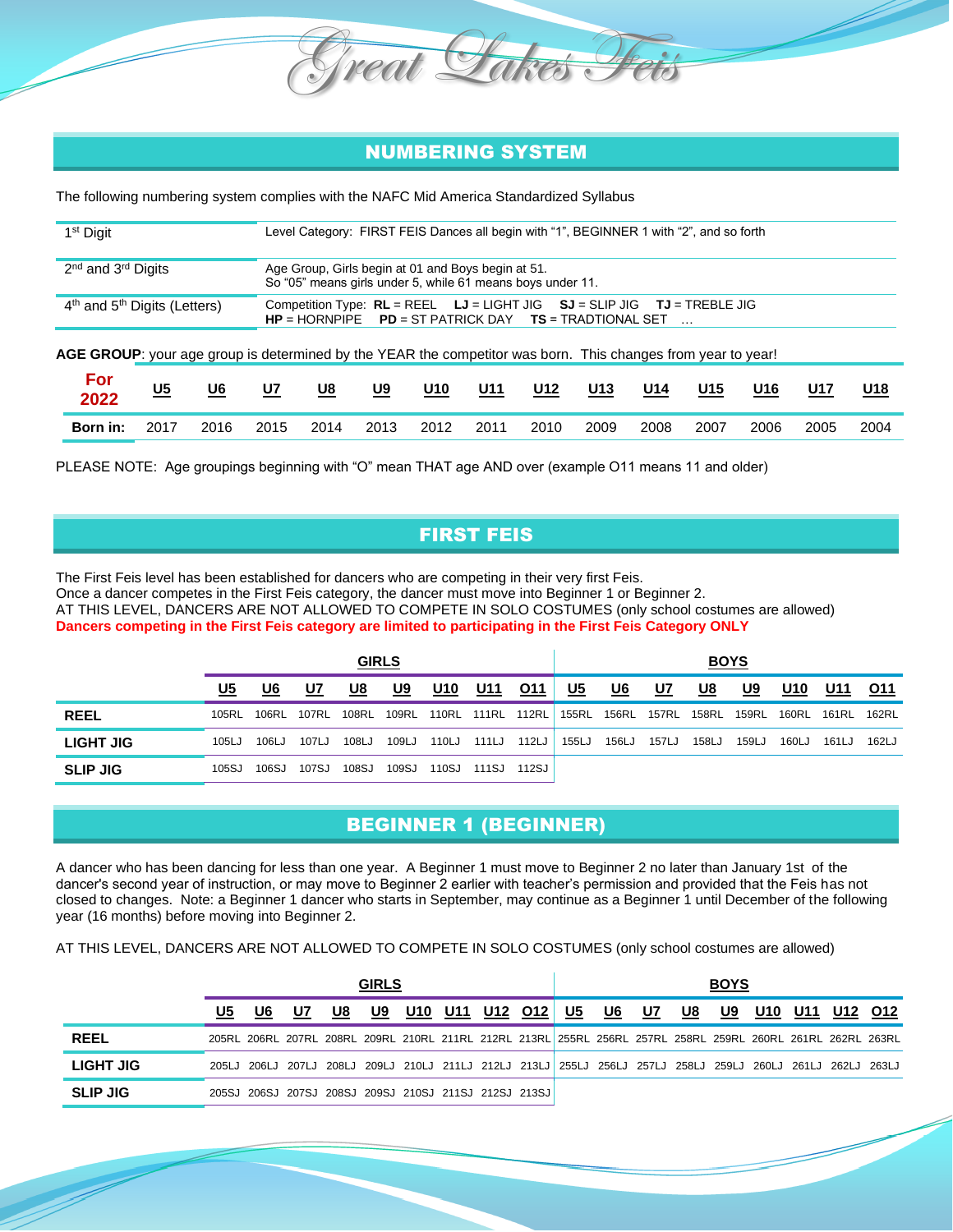# Great Lakes Feis

## NUMBERING SYSTEM

The following numbering system complies with the NAFC Mid America Standardized Syllabus

| | |
|---|---|
| 1st Digit | Level Category: FIRST FEIS Dances all begin with "1", BEGINNER 1 with "2", and so forth |
| 2nd and 3rd Digits | Age Group, Girls begin at 01 and Boys begin at 51. So "05" means girls under 5, while 61 means boys under 11. |
| 4th and 5th Digits (Letters) | Competition Type: **RL** = REEL **LJ** = LIGHT JIG **SJ** = SLIP JIG **TJ** = TREBLE JIG **HP** = HORNPIPE **PD** = ST PATRICK DAY **TS** = TRADTIONAL SET … |

**AGE GROUP**: your age group is determined by the YEAR the competitor was born. This changes from year to year!

| For 2022 | U5 | U6 | U7 | U8 | U9 | U10 | U11 | U12 | U13 | U14 | U15 | U16 | U17 | U18 |
|---|---|---|---|---|---|---|---|---|---|---|---|---|---|---|
| **Born in:** | 2017 | 2016 | 2015 | 2014 | 2013 | 2012 | 2011 | 2010 | 2009 | 2008 | 2007 | 2006 | 2005 | 2004 |

PLEASE NOTE: Age groupings beginning with "O" mean THAT age AND over (example O11 means 11 and older)

## FIRST FEIS

The First Feis level has been established for dancers who are competing in their very first Feis.
Once a dancer competes in the First Feis category, the dancer must move into Beginner 1 or Beginner 2.
AT THIS LEVEL, DANCERS ARE NOT ALLOWED TO COMPETE IN SOLO COSTUMES (only school costumes are allowed)
**Dancers competing in the First Feis category are limited to participating in the First Feis Category ONLY**

| | GIRLS | | | | | | | | BOYS | | | | | | | |
|---|---|---|---|---|---|---|---|---|---|---|---|---|---|---|---|---|
| | U5 | U6 | U7 | U8 | U9 | U10 | U11 | O11 | U5 | U6 | U7 | U8 | U9 | U10 | U11 | O11 |
| **REEL** | 105RL | 106RL | 107RL | 108RL | 109RL | 110RL | 111RL | 112RL | 155RL | 156RL | 157RL | 158RL | 159RL | 160RL | 161RL | 162RL |
| **LIGHT JIG** | 105LJ | 106LJ | 107LJ | 108LJ | 109LJ | 110LJ | 111LJ | 112LJ | 155LJ | 156LJ | 157LJ | 158LJ | 159LJ | 160LJ | 161LJ | 162LJ |
| **SLIP JIG** | 105SJ | 106SJ | 107SJ | 108SJ | 109SJ | 110SJ | 111SJ | 112SJ | | | | | | | | |

## BEGINNER 1 (BEGINNER)

A dancer who has been dancing for less than one year. A Beginner 1 must move to Beginner 2 no later than January 1st of the dancer's second year of instruction, or may move to Beginner 2 earlier with teacher's permission and provided that the Feis has not closed to changes. Note: a Beginner 1 dancer who starts in September, may continue as a Beginner 1 until December of the following year (16 months) before moving into Beginner 2.

AT THIS LEVEL, DANCERS ARE NOT ALLOWED TO COMPETE IN SOLO COSTUMES (only school costumes are allowed)

| | GIRLS | | | | | | | | | BOYS | | | | | | | | |
|---|---|---|---|---|---|---|---|---|---|---|---|---|---|---|---|---|---|---|
| | U5 | U6 | U7 | U8 | U9 | U10 | U11 | U12 | O12 | U5 | U6 | U7 | U8 | U9 | U10 | U11 | U12 | O12 |
| **REEL** | 205RL | 206RL | 207RL | 208RL | 209RL | 210RL | 211RL | 212RL | 213RL | 255RL | 256RL | 257RL | 258RL | 259RL | 260RL | 261RL | 262RL | 263RL |
| **LIGHT JIG** | 205LJ | 206LJ | 207LJ | 208LJ | 209LJ | 210LJ | 211LJ | 212LJ | 213LJ | 255LJ | 256LJ | 257LJ | 258LJ | 259LJ | 260LJ | 261LJ | 262LJ | 263LJ |
| **SLIP JIG** | 205SJ | 206SJ | 207SJ | 208SJ | 209SJ | 210SJ | 211SJ | 212SJ | 213SJ | | | | | | | | | |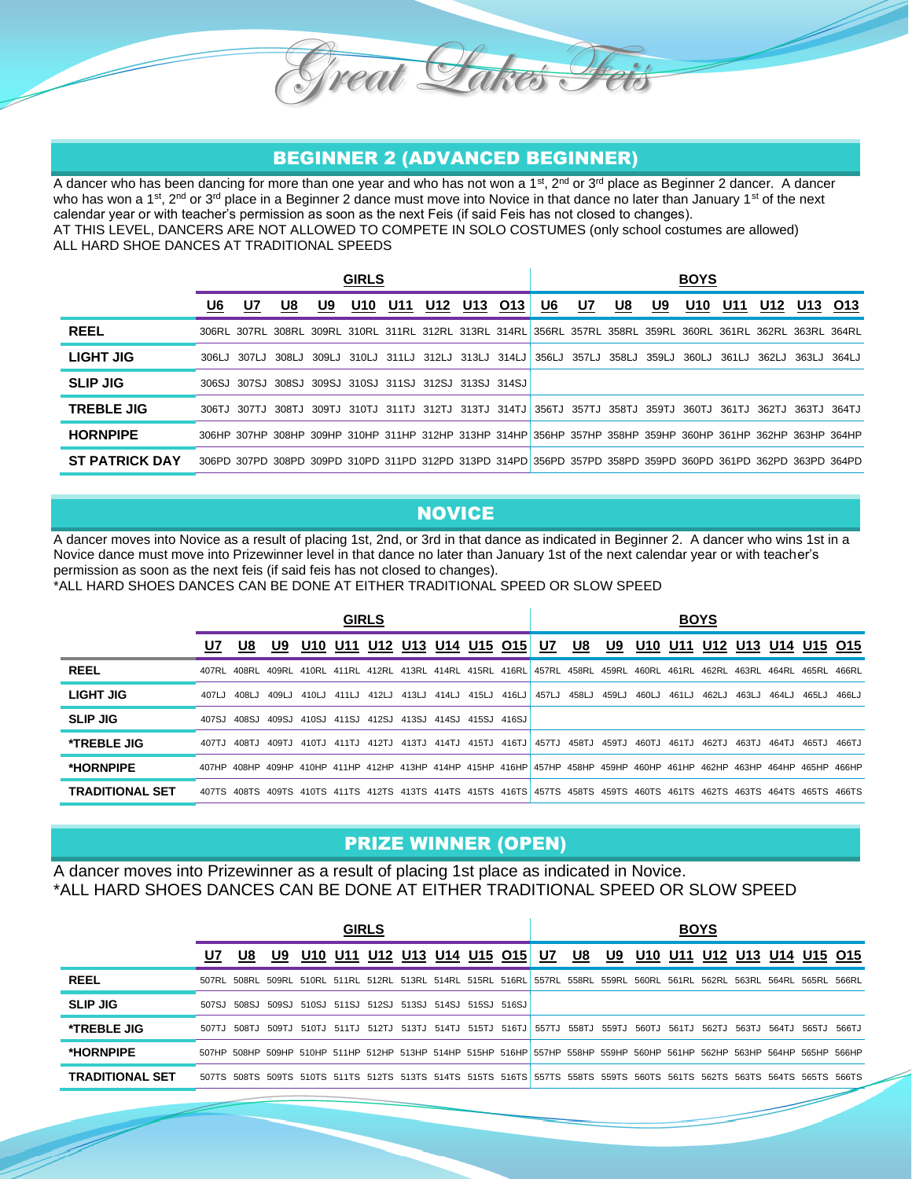# Great Lakes Feis

## BEGINNER 2 (ADVANCED BEGINNER)

A dancer who has been dancing for more than one year and who has not won a 1st, 2nd or 3rd place as Beginner 2 dancer. A dancer who has won a 1st, 2nd or 3rd place in a Beginner 2 dance must move into Novice in that dance no later than January 1st of the next calendar year or with teacher's permission as soon as the next Feis (if said Feis has not closed to changes).

AT THIS LEVEL, DANCERS ARE NOT ALLOWED TO COMPETE IN SOLO COSTUMES (only school costumes are allowed)

ALL HARD SHOE DANCES AT TRADITIONAL SPEEDS

| | GIRLS | | | | | | | | | BOYS | | | | | | | | |
|---|---|---|---|---|---|---|---|---|---|---|---|---|---|---|---|---|---|---|
| | U6 | U7 | U8 | U9 | U10 | U11 | U12 | U13 | O13 | U6 | U7 | U8 | U9 | U10 | U11 | U12 | U13 | O13 |
| REEL | 306RL | 307RL | 308RL | 309RL | 310RL | 311RL | 312RL | 313RL | 314RL | 356RL | 357RL | 358RL | 359RL | 360RL | 361RL | 362RL | 363RL | 364RL |
| LIGHT JIG | 306LJ | 307LJ | 308LJ | 309LJ | 310LJ | 311LJ | 312LJ | 313LJ | 314LJ | 356LJ | 357LJ | 358LJ | 359LJ | 360LJ | 361LJ | 362LJ | 363LJ | 364LJ |
| SLIP JIG | 306SJ | 307SJ | 308SJ | 309SJ | 310SJ | 311SJ | 312SJ | 313SJ | 314SJ | | | | | | | | | |
| TREBLE JIG | 306TJ | 307TJ | 308TJ | 309TJ | 310TJ | 311TJ | 312TJ | 313TJ | 314TJ | 356TJ | 357TJ | 358TJ | 359TJ | 360TJ | 361TJ | 362TJ | 363TJ | 364TJ |
| HORNPIPE | 306HP | 307HP | 308HP | 309HP | 310HP | 311HP | 312HP | 313HP | 314HP | 356HP | 357HP | 358HP | 359HP | 360HP | 361HP | 362HP | 363HP | 364HP |
| ST PATRICK DAY | 306PD | 307PD | 308PD | 309PD | 310PD | 311PD | 312PD | 313PD | 314PD | 356PD | 357PD | 358PD | 359PD | 360PD | 361PD | 362PD | 363PD | 364PD |

## NOVICE

A dancer moves into Novice as a result of placing 1st, 2nd, or 3rd in that dance as indicated in Beginner 2. A dancer who wins 1st in a Novice dance must move into Prizewinner level in that dance no later than January 1st of the next calendar year or with teacher's permission as soon as the next feis (if said feis has not closed to changes).

*ALL HARD SHOES DANCES CAN BE DONE AT EITHER TRADITIONAL SPEED OR SLOW SPEED

| | GIRLS | | | | | | | | | | BOYS | | | | | | | | | |
|---|---|---|---|---|---|---|---|---|---|---|---|---|---|---|---|---|---|---|---|---|
| | U7 | U8 | U9 | U10 | U11 | U12 | U13 | U14 | U15 | O15 | U7 | U8 | U9 | U10 | U11 | U12 | U13 | U14 | U15 | O15 |
| REEL | 407RL | 408RL | 409RL | 410RL | 411RL | 412RL | 413RL | 414RL | 415RL | 416RL | 457RL | 458RL | 459RL | 460RL | 461RL | 462RL | 463RL | 464RL | 465RL | 466RL |
| LIGHT JIG | 407LJ | 408LJ | 409LJ | 410LJ | 411LJ | 412LJ | 413LJ | 414LJ | 415LJ | 416LJ | 457LJ | 458LJ | 459LJ | 460LJ | 461LJ | 462LJ | 463LJ | 464LJ | 465LJ | 466LJ |
| SLIP JIG | 407SJ | 408SJ | 409SJ | 410SJ | 411SJ | 412SJ | 413SJ | 414SJ | 415SJ | 416SJ | | | | | | | | | | |
| *TREBLE JIG | 407TJ | 408TJ | 409TJ | 410TJ | 411TJ | 412TJ | 413TJ | 414TJ | 415TJ | 416TJ | 457TJ | 458TJ | 459TJ | 460TJ | 461TJ | 462TJ | 463TJ | 464TJ | 465TJ | 466TJ |
| *HORNPIPE | 407HP | 408HP | 409HP | 410HP | 411HP | 412HP | 413HP | 414HP | 415HP | 416HP | 457HP | 458HP | 459HP | 460HP | 461HP | 462HP | 463HP | 464HP | 465HP | 466HP |
| TRADITIONAL SET | 407TS | 408TS | 409TS | 410TS | 411TS | 412TS | 413TS | 414TS | 415TS | 416TS | 457TS | 458TS | 459TS | 460TS | 461TS | 462TS | 463TS | 464TS | 465TS | 466TS |

## PRIZE WINNER (OPEN)

A dancer moves into Prizewinner as a result of placing 1st place as indicated in Novice.

*ALL HARD SHOES DANCES CAN BE DONE AT EITHER TRADITIONAL SPEED OR SLOW SPEED

| | GIRLS | | | | | | | | | | BOYS | | | | | | | | | |
|---|---|---|---|---|---|---|---|---|---|---|---|---|---|---|---|---|---|---|---|---|
| | U7 | U8 | U9 | U10 | U11 | U12 | U13 | U14 | U15 | O15 | U7 | U8 | U9 | U10 | U11 | U12 | U13 | U14 | U15 | O15 |
| REEL | 507RL | 508RL | 509RL | 510RL | 511RL | 512RL | 513RL | 514RL | 515RL | 516RL | 557RL | 558RL | 559RL | 560RL | 561RL | 562RL | 563RL | 564RL | 565RL | 566RL |
| SLIP JIG | 507SJ | 508SJ | 509SJ | 510SJ | 511SJ | 512SJ | 513SJ | 514SJ | 515SJ | 516SJ | | | | | | | | | | |
| *TREBLE JIG | 507TJ | 508TJ | 509TJ | 510TJ | 511TJ | 512TJ | 513TJ | 514TJ | 515TJ | 516TJ | 557TJ | 558TJ | 559TJ | 560TJ | 561TJ | 562TJ | 563TJ | 564TJ | 565TJ | 566TJ |
| *HORNPIPE | 507HP | 508HP | 509HP | 510HP | 511HP | 512HP | 513HP | 514HP | 515HP | 516HP | 557HP | 558HP | 559HP | 560HP | 561HP | 562HP | 563HP | 564HP | 565HP | 566HP |
| TRADITIONAL SET | 507TS | 508TS | 509TS | 510TS | 511TS | 512TS | 513TS | 514TS | 515TS | 516TS | 557TS | 558TS | 559TS | 560TS | 561TS | 562TS | 563TS | 564TS | 565TS | 566TS |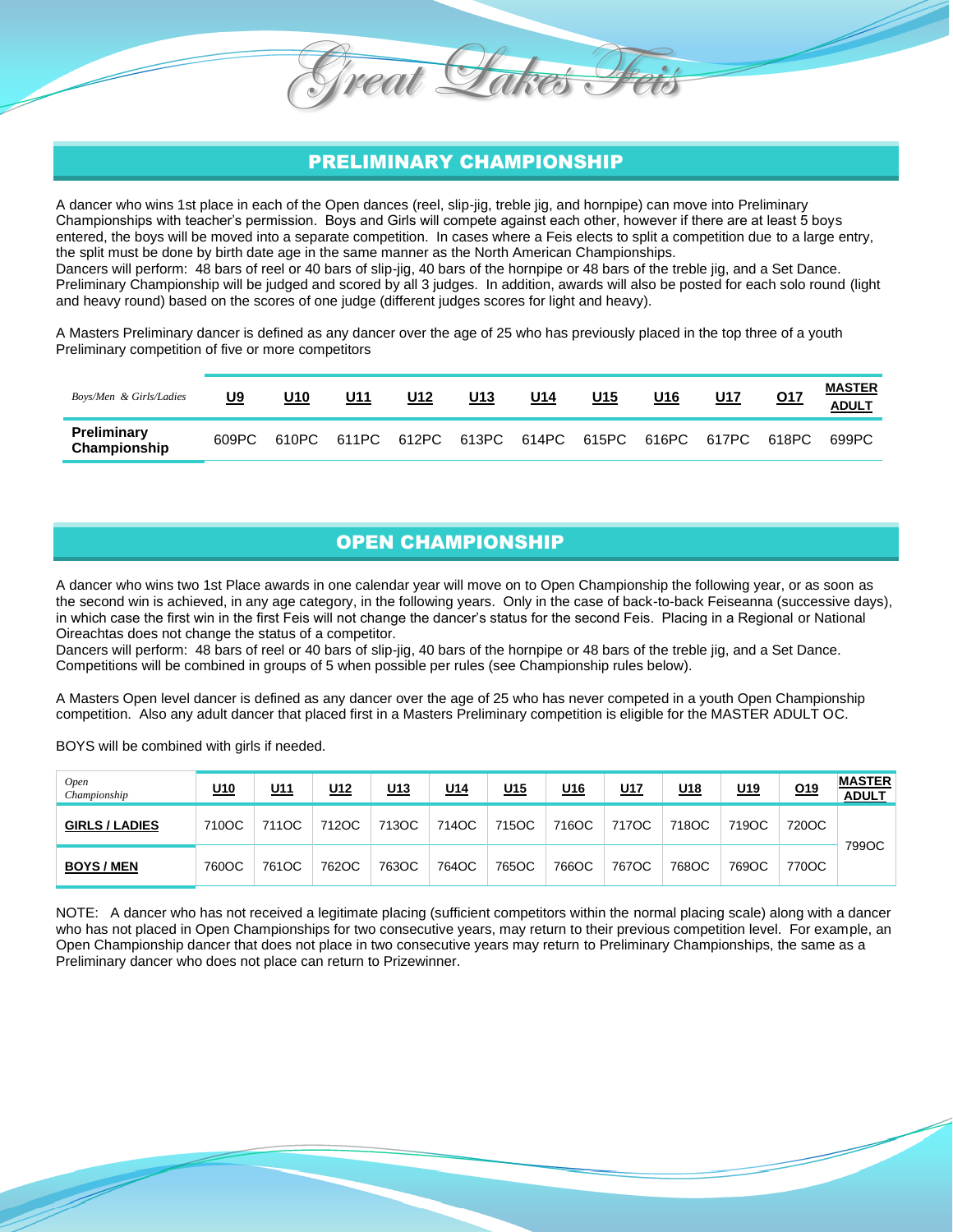Great Lakes Feis

## PRELIMINARY CHAMPIONSHIP

A dancer who wins 1st place in each of the Open dances (reel, slip-jig, treble jig, and hornpipe) can move into Preliminary Championships with teacher's permission. Boys and Girls will compete against each other, however if there are at least 5 boys entered, the boys will be moved into a separate competition. In cases where a Feis elects to split a competition due to a large entry, the split must be done by birth date age in the same manner as the North American Championships.
Dancers will perform: 48 bars of reel or 40 bars of slip-jig, 40 bars of the hornpipe or 48 bars of the treble jig, and a Set Dance. Preliminary Championship will be judged and scored by all 3 judges. In addition, awards will also be posted for each solo round (light and heavy round) based on the scores of one judge (different judges scores for light and heavy).

A Masters Preliminary dancer is defined as any dancer over the age of 25 who has previously placed in the top three of a youth Preliminary competition of five or more competitors

| *Boys/Men & Girls/Ladies* | U9 | U10 | U11 | U12 | U13 | U14 | U15 | U16 | U17 | O17 | MASTER ADULT |
|---|---|---|---|---|---|---|---|---|---|---|---|
| **Preliminary Championship** | 609PC | 610PC | 611PC | 612PC | 613PC | 614PC | 615PC | 616PC | 617PC | 618PC | 699PC |

## OPEN CHAMPIONSHIP

A dancer who wins two 1st Place awards in one calendar year will move on to Open Championship the following year, or as soon as the second win is achieved, in any age category, in the following years. Only in the case of back-to-back Feiseanna (successive days), in which case the first win in the first Feis will not change the dancer's status for the second Feis. Placing in a Regional or National Oireachtas does not change the status of a competitor.
Dancers will perform: 48 bars of reel or 40 bars of slip-jig, 40 bars of the hornpipe or 48 bars of the treble jig, and a Set Dance. Competitions will be combined in groups of 5 when possible per rules (see Championship rules below).

A Masters Open level dancer is defined as any dancer over the age of 25 who has never competed in a youth Open Championship competition. Also any adult dancer that placed first in a Masters Preliminary competition is eligible for the MASTER ADULT OC.

BOYS will be combined with girls if needed.

| *Open Championship* | U10 | U11 | U12 | U13 | U14 | U15 | U16 | U17 | U18 | U19 | O19 | MASTER ADULT |
|---|---|---|---|---|---|---|---|---|---|---|---|---|
| **GIRLS / LADIES** | 710OC | 711OC | 712OC | 713OC | 714OC | 715OC | 716OC | 717OC | 718OC | 719OC | 720OC | 799OC |
| **BOYS / MEN** | 760OC | 761OC | 762OC | 763OC | 764OC | 765OC | 766OC | 767OC | 768OC | 769OC | 770OC | |

NOTE: A dancer who has not received a legitimate placing (sufficient competitors within the normal placing scale) along with a dancer who has not placed in Open Championships for two consecutive years, may return to their previous competition level. For example, an Open Championship dancer that does not place in two consecutive years may return to Preliminary Championships, the same as a Preliminary dancer who does not place can return to Prizewinner.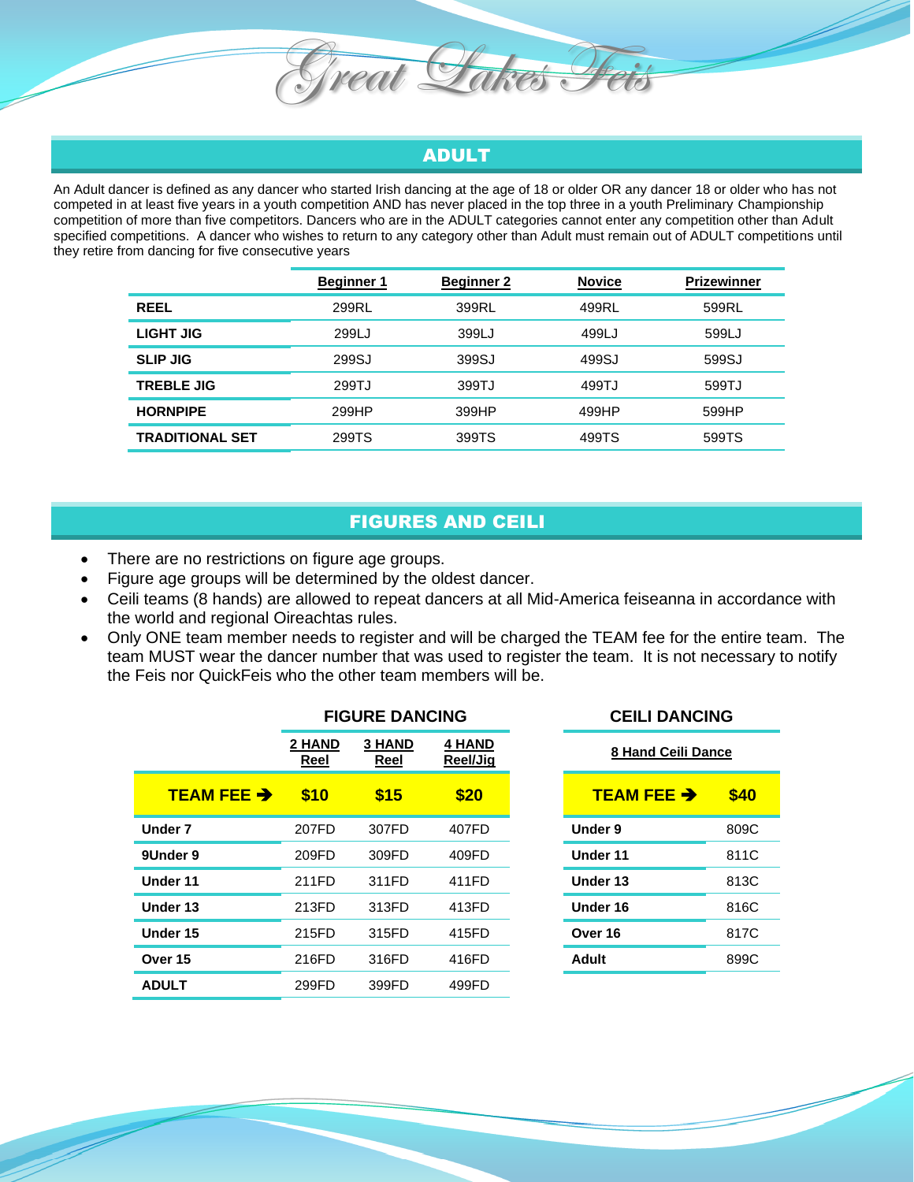# Great Lakes Feis

## ADULT

An Adult dancer is defined as any dancer who started Irish dancing at the age of 18 or older OR any dancer 18 or older who has not competed in at least five years in a youth competition AND has never placed in the top three in a youth Preliminary Championship competition of more than five competitors. Dancers who are in the ADULT categories cannot enter any competition other than Adult specified competitions. A dancer who wishes to return to any category other than Adult must remain out of ADULT competitions until they retire from dancing for five consecutive years

| | Beginner 1 | Beginner 2 | Novice | Prizewinner |
|---|---|---|---|---|
| **REEL** | 299RL | 399RL | 499RL | 599RL |
| **LIGHT JIG** | 299LJ | 399LJ | 499LJ | 599LJ |
| **SLIP JIG** | 299SJ | 399SJ | 499SJ | 599SJ |
| **TREBLE JIG** | 299TJ | 399TJ | 499TJ | 599TJ |
| **HORNPIPE** | 299HP | 399HP | 499HP | 599HP |
| **TRADITIONAL SET** | 299TS | 399TS | 499TS | 599TS |

## FIGURES AND CEILI

- There are no restrictions on figure age groups.
- Figure age groups will be determined by the oldest dancer.
- Ceili teams (8 hands) are allowed to repeat dancers at all Mid-America feiseanna in accordance with the world and regional Oireachtas rules.
- Only ONE team member needs to register and will be charged the TEAM fee for the entire team. The team MUST wear the dancer number that was used to register the team. It is not necessary to notify the Feis nor QuickFeis who the other team members will be.

### FIGURE DANCING

| | 2 HAND Reel | 3 HAND Reel | 4 HAND Reel/Jig |
|---|---|---|---|
| **TEAM FEE ➔** | **$10** | **$15** | **$20** |
| **Under 7** | 207FD | 307FD | 407FD |
| **9Under 9** | 209FD | 309FD | 409FD |
| **Under 11** | 211FD | 311FD | 411FD |
| **Under 13** | 213FD | 313FD | 413FD |
| **Under 15** | 215FD | 315FD | 415FD |
| **Over 15** | 216FD | 316FD | 416FD |
| **ADULT** | 299FD | 399FD | 499FD |

### CEILI DANCING

| | 8 Hand Ceili Dance |
|---|---|
| **TEAM FEE ➔** | **$40** |
| **Under 9** | 809C |
| **Under 11** | 811C |
| **Under 13** | 813C |
| **Under 16** | 816C |
| **Over 16** | 817C |
| **Adult** | 899C |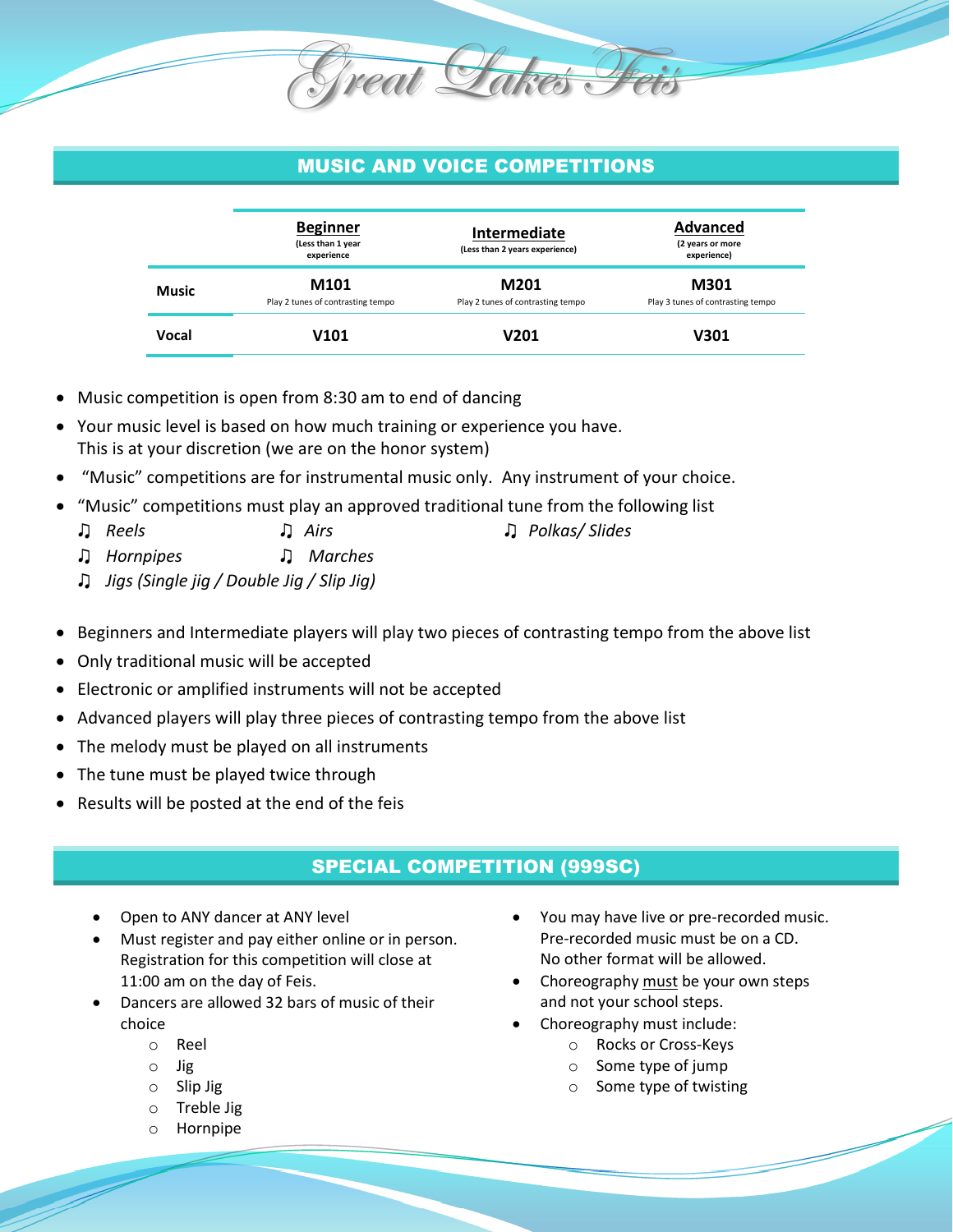# Great Lakes Feis

## MUSIC AND VOICE COMPETITIONS

| | Beginner (Less than 1 year experience | Intermediate (Less than 2 years experience) | Advanced (2 years or more experience) |
|---|---|---|---|
| **Music** | **M101** Play 2 tunes of contrasting tempo | **M201** Play 2 tunes of contrasting tempo | **M301** Play 3 tunes of contrasting tempo |
| **Vocal** | **V101** | **V201** | **V301** |

- Music competition is open from 8:30 am to end of dancing
- Your music level is based on how much training or experience you have. This is at your discretion (we are on the honor system)
- "Music" competitions are for instrumental music only. Any instrument of your choice.
- "Music" competitions must play an approved traditional tune from the following list
  - ♫ *Reels*
  - ♫ *Airs*
  - ♫ *Polkas/ Slides*
  - ♫ *Hornpipes*
  - ♫ *Marches*
  - ♫ *Jigs (Single jig / Double Jig / Slip Jig)*
- Beginners and Intermediate players will play two pieces of contrasting tempo from the above list
- Only traditional music will be accepted
- Electronic or amplified instruments will not be accepted
- Advanced players will play three pieces of contrasting tempo from the above list
- The melody must be played on all instruments
- The tune must be played twice through
- Results will be posted at the end of the feis

## SPECIAL COMPETITION (999SC)

- Open to ANY dancer at ANY level
- Must register and pay either online or in person. Registration for this competition will close at 11:00 am on the day of Feis.
- Dancers are allowed 32 bars of music of their choice
  - Reel
  - Jig
  - Slip Jig
  - Treble Jig
  - Hornpipe
- You may have live or pre-recorded music. Pre-recorded music must be on a CD. No other format will be allowed.
- Choreography must be your own steps and not your school steps.
- Choreography must include:
  - Rocks or Cross-Keys
  - Some type of jump
  - Some type of twisting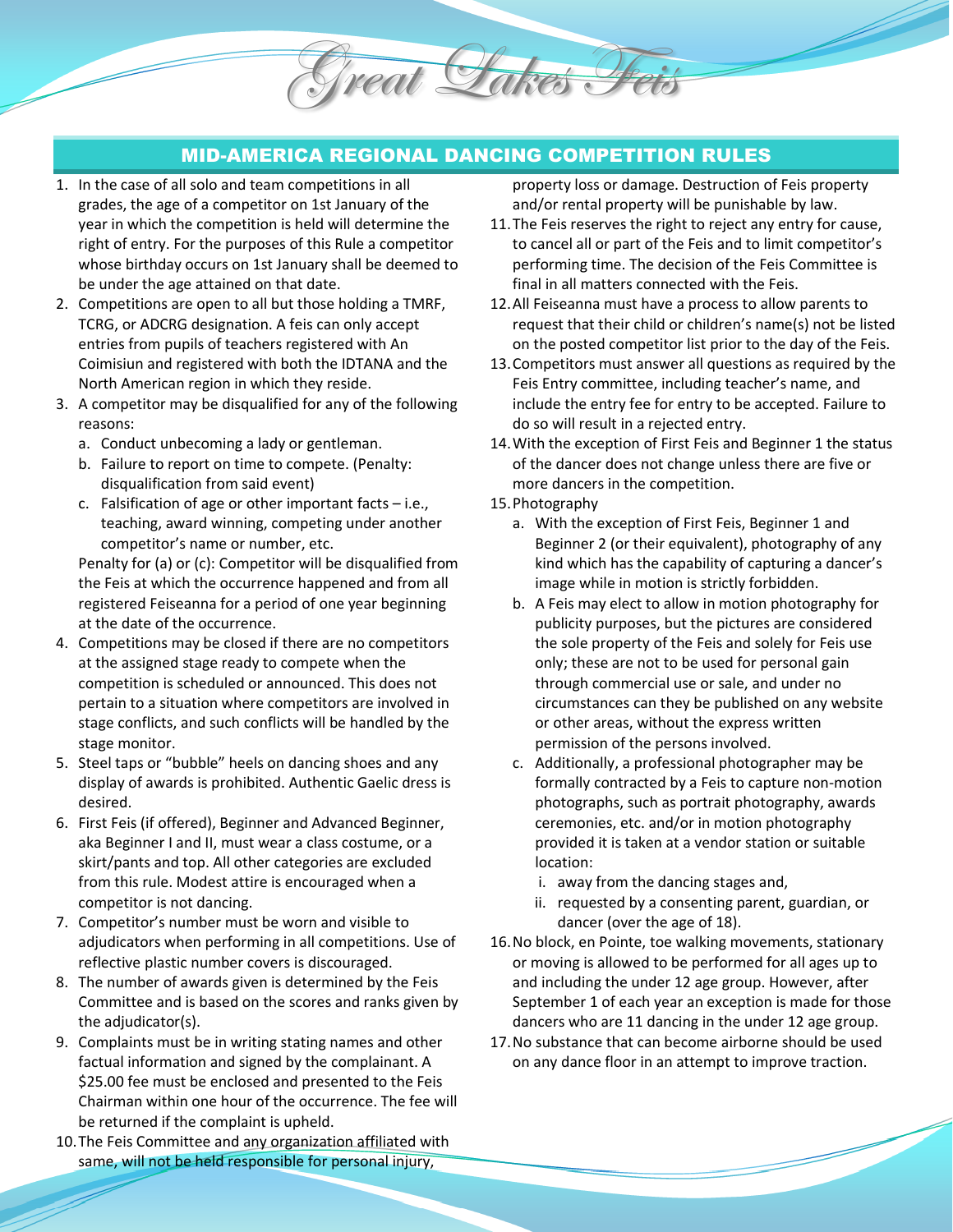Great Lakes Feis

## MID-AMERICA REGIONAL DANCING COMPETITION RULES

1. In the case of all solo and team competitions in all grades, the age of a competitor on 1st January of the year in which the competition is held will determine the right of entry. For the purposes of this Rule a competitor whose birthday occurs on 1st January shall be deemed to be under the age attained on that date.
2. Competitions are open to all but those holding a TMRF, TCRG, or ADCRG designation. A feis can only accept entries from pupils of teachers registered with An Coimisiun and registered with both the IDTANA and the North American region in which they reside.
3. A competitor may be disqualified for any of the following reasons:
   a. Conduct unbecoming a lady or gentleman.
   b. Failure to report on time to compete. (Penalty: disqualification from said event)
   c. Falsification of age or other important facts – i.e., teaching, award winning, competing under another competitor's name or number, etc.

   Penalty for (a) or (c): Competitor will be disqualified from the Feis at which the occurrence happened and from all registered Feiseanna for a period of one year beginning at the date of the occurrence.
4. Competitions may be closed if there are no competitors at the assigned stage ready to compete when the competition is scheduled or announced. This does not pertain to a situation where competitors are involved in stage conflicts, and such conflicts will be handled by the stage monitor.
5. Steel taps or "bubble" heels on dancing shoes and any display of awards is prohibited. Authentic Gaelic dress is desired.
6. First Feis (if offered), Beginner and Advanced Beginner, aka Beginner I and II, must wear a class costume, or a skirt/pants and top. All other categories are excluded from this rule. Modest attire is encouraged when a competitor is not dancing.
7. Competitor's number must be worn and visible to adjudicators when performing in all competitions. Use of reflective plastic number covers is discouraged.
8. The number of awards given is determined by the Feis Committee and is based on the scores and ranks given by the adjudicator(s).
9. Complaints must be in writing stating names and other factual information and signed by the complainant. A $25.00 fee must be enclosed and presented to the Feis Chairman within one hour of the occurrence. The fee will be returned if the complaint is upheld.
10. The Feis Committee and any organization affiliated with same, will not be held responsible for personal injury, property loss or damage. Destruction of Feis property and/or rental property will be punishable by law.
11. The Feis reserves the right to reject any entry for cause, to cancel all or part of the Feis and to limit competitor's performing time. The decision of the Feis Committee is final in all matters connected with the Feis.
12. All Feiseanna must have a process to allow parents to request that their child or children's name(s) not be listed on the posted competitor list prior to the day of the Feis.
13. Competitors must answer all questions as required by the Feis Entry committee, including teacher's name, and include the entry fee for entry to be accepted. Failure to do so will result in a rejected entry.
14. With the exception of First Feis and Beginner 1 the status of the dancer does not change unless there are five or more dancers in the competition.
15. Photography
    a. With the exception of First Feis, Beginner 1 and Beginner 2 (or their equivalent), photography of any kind which has the capability of capturing a dancer's image while in motion is strictly forbidden.
    b. A Feis may elect to allow in motion photography for publicity purposes, but the pictures are considered the sole property of the Feis and solely for Feis use only; these are not to be used for personal gain through commercial use or sale, and under no circumstances can they be published on any website or other areas, without the express written permission of the persons involved.
    c. Additionally, a professional photographer may be formally contracted by a Feis to capture non-motion photographs, such as portrait photography, awards ceremonies, etc. and/or in motion photography provided it is taken at a vendor station or suitable location:
       i. away from the dancing stages and,
       ii. requested by a consenting parent, guardian, or dancer (over the age of 18).
16. No block, en Pointe, toe walking movements, stationary or moving is allowed to be performed for all ages up to and including the under 12 age group. However, after September 1 of each year an exception is made for those dancers who are 11 dancing in the under 12 age group.
17. No substance that can become airborne should be used on any dance floor in an attempt to improve traction.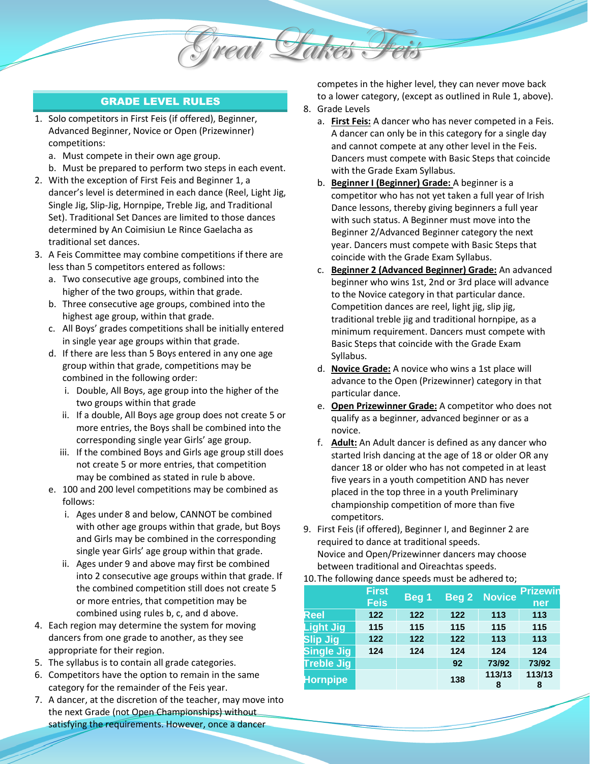## GRADE LEVEL RULES

1. Solo competitors in First Feis (if offered), Beginner, Advanced Beginner, Novice or Open (Prizewinner) competitions:
   a. Must compete in their own age group.
   b. Must be prepared to perform two steps in each event.
2. With the exception of First Feis and Beginner 1, a dancer's level is determined in each dance (Reel, Light Jig, Single Jig, Slip-Jig, Hornpipe, Treble Jig, and Traditional Set). Traditional Set Dances are limited to those dances determined by An Coimisiun Le Rince Gaelacha as traditional set dances.
3. A Feis Committee may combine competitions if there are less than 5 competitors entered as follows:
   a. Two consecutive age groups, combined into the higher of the two groups, within that grade.
   b. Three consecutive age groups, combined into the highest age group, within that grade.
   c. All Boys' grades competitions shall be initially entered in single year age groups within that grade.
   d. If there are less than 5 Boys entered in any one age group within that grade, competitions may be combined in the following order:
      i. Double, All Boys, age group into the higher of the two groups within that grade
      ii. If a double, All Boys age group does not create 5 or more entries, the Boys shall be combined into the corresponding single year Girls' age group.
      iii. If the combined Boys and Girls age group still does not create 5 or more entries, that competition may be combined as stated in rule b above.
   e. 100 and 200 level competitions may be combined as follows:
      i. Ages under 8 and below, CANNOT be combined with other age groups within that grade, but Boys and Girls may be combined in the corresponding single year Girls' age group within that grade.
      ii. Ages under 9 and above may first be combined into 2 consecutive age groups within that grade. If the combined competition still does not create 5 or more entries, that competition may be combined using rules b, c, and d above.
4. Each region may determine the system for moving dancers from one grade to another, as they see appropriate for their region.
5. The syllabus is to contain all grade categories.
6. Competitors have the option to remain in the same category for the remainder of the Feis year.
7. A dancer, at the discretion of the teacher, may move into the next Grade (not Open Championships) without satisfying the requirements. However, once a dancer competes in the higher level, they can never move back to a lower category, (except as outlined in Rule 1, above).
8. Grade Levels
   a. **First Feis:** A dancer who has never competed in a Feis. A dancer can only be in this category for a single day and cannot compete at any other level in the Feis. Dancers must compete with Basic Steps that coincide with the Grade Exam Syllabus.
   b. **Beginner I (Beginner) Grade:** A beginner is a competitor who has not yet taken a full year of Irish Dance lessons, thereby giving beginners a full year with such status. A Beginner must move into the Beginner 2/Advanced Beginner category the next year. Dancers must compete with Basic Steps that coincide with the Grade Exam Syllabus.
   c. **Beginner 2 (Advanced Beginner) Grade:** An advanced beginner who wins 1st, 2nd or 3rd place will advance to the Novice category in that particular dance. Competition dances are reel, light jig, slip jig, traditional treble jig and traditional hornpipe, as a minimum requirement. Dancers must compete with Basic Steps that coincide with the Grade Exam Syllabus.
   d. **Novice Grade:** A novice who wins a 1st place will advance to the Open (Prizewinner) category in that particular dance.
   e. **Open Prizewinner Grade:** A competitor who does not qualify as a beginner, advanced beginner or as a novice.
   f. **Adult:** An Adult dancer is defined as any dancer who started Irish dancing at the age of 18 or older OR any dancer 18 or older who has not competed in at least five years in a youth competition AND has never placed in the top three in a youth Preliminary championship competition of more than five competitors.
9. First Feis (if offered), Beginner I, and Beginner 2 are required to dance at traditional speeds.
   Novice and Open/Prizewinner dancers may choose between traditional and Oireachtas speeds.
10. The following dance speeds must be adhered to;

| | First Feis | Beg 1 | Beg 2 | Novice | Prizewinner |
|---|---|---|---|---|---|
| Reel | 122 | 122 | 122 | 113 | 113 |
| Light Jig | 115 | 115 | 115 | 115 | 115 |
| Slip Jig | 122 | 122 | 122 | 113 | 113 |
| Single Jig | 124 | 124 | 124 | 124 | 124 |
| Treble Jig | | | 92 | 73/92 | 73/92 |
| Hornpipe | | | 138 | 113/138 | 113/138 |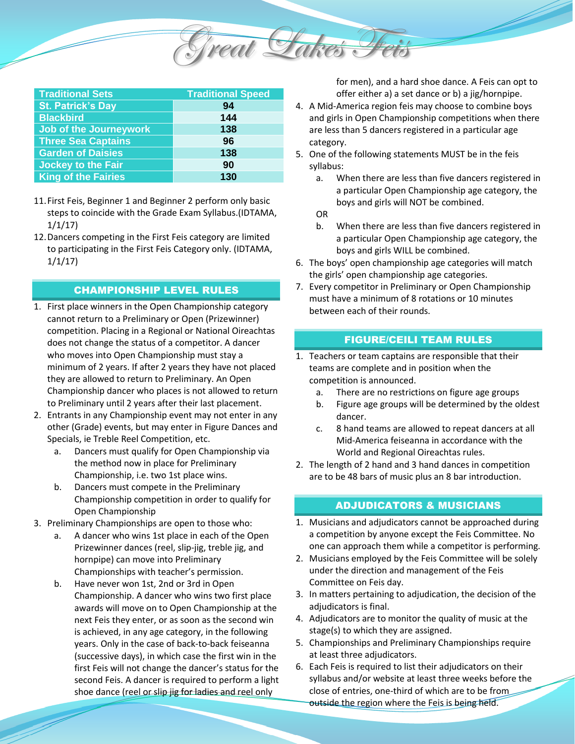| Traditional Sets | Traditional Speed |
|---|---|
| St. Patrick's Day | 94 |
| Blackbird | 144 |
| Job of the Journeywork | 138 |
| Three Sea Captains | 96 |
| Garden of Daisies | 138 |
| Jockey to the Fair | 90 |
| King of the Fairies | 130 |

11. First Feis, Beginner 1 and Beginner 2 perform only basic steps to coincide with the Grade Exam Syllabus.(IDTAMA, 1/1/17)
12. Dancers competing in the First Feis category are limited to participating in the First Feis Category only. (IDTAMA, 1/1/17)

## CHAMPIONSHIP LEVEL RULES

1. First place winners in the Open Championship category cannot return to a Preliminary or Open (Prizewinner) competition. Placing in a Regional or National Oireachtas does not change the status of a competitor. A dancer who moves into Open Championship must stay a minimum of 2 years. If after 2 years they have not placed they are allowed to return to Preliminary. An Open Championship dancer who places is not allowed to return to Preliminary until 2 years after their last placement.
2. Entrants in any Championship event may not enter in any other (Grade) events, but may enter in Figure Dances and Specials, ie Treble Reel Competition, etc.
   a. Dancers must qualify for Open Championship via the method now in place for Preliminary Championship, i.e. two 1st place wins.
   b. Dancers must compete in the Preliminary Championship competition in order to qualify for Open Championship
3. Preliminary Championships are open to those who:
   a. A dancer who wins 1st place in each of the Open Prizewinner dances (reel, slip-jig, treble jig, and hornpipe) can move into Preliminary Championships with teacher's permission.
   b. Have never won 1st, 2nd or 3rd in Open Championship. A dancer who wins two first place awards will move on to Open Championship at the next Feis they enter, or as soon as the second win is achieved, in any age category, in the following years. Only in the case of back-to-back feiseanna (successive days), in which case the first win in the first Feis will not change the dancer's status for the second Feis. A dancer is required to perform a light shoe dance (reel or slip jig for ladies and reel only for men), and a hard shoe dance. A Feis can opt to offer either a) a set dance or b) a jig/hornpipe.
4. A Mid-America region feis may choose to combine boys and girls in Open Championship competitions when there are less than 5 dancers registered in a particular age category.
5. One of the following statements MUST be in the feis syllabus:
   a. When there are less than five dancers registered in a particular Open Championship age category, the boys and girls will NOT be combined.

   OR

   b. When there are less than five dancers registered in a particular Open Championship age category, the boys and girls WILL be combined.
6. The boys' open championship age categories will match the girls' open championship age categories.
7. Every competitor in Preliminary or Open Championship must have a minimum of 8 rotations or 10 minutes between each of their rounds.

## FIGURE/CEILI TEAM RULES

1. Teachers or team captains are responsible that their teams are complete and in position when the competition is announced.
   a. There are no restrictions on figure age groups
   b. Figure age groups will be determined by the oldest dancer.
   c. 8 hand teams are allowed to repeat dancers at all Mid-America feiseanna in accordance with the World and Regional Oireachtas rules.
2. The length of 2 hand and 3 hand dances in competition are to be 48 bars of music plus an 8 bar introduction.

## ADJUDICATORS & MUSICIANS

1. Musicians and adjudicators cannot be approached during a competition by anyone except the Feis Committee. No one can approach them while a competitor is performing.
2. Musicians employed by the Feis Committee will be solely under the direction and management of the Feis Committee on Feis day.
3. In matters pertaining to adjudication, the decision of the adjudicators is final.
4. Adjudicators are to monitor the quality of music at the stage(s) to which they are assigned.
5. Championships and Preliminary Championships require at least three adjudicators.
6. Each Feis is required to list their adjudicators on their syllabus and/or website at least three weeks before the close of entries, one-third of which are to be from outside the region where the Feis is being held.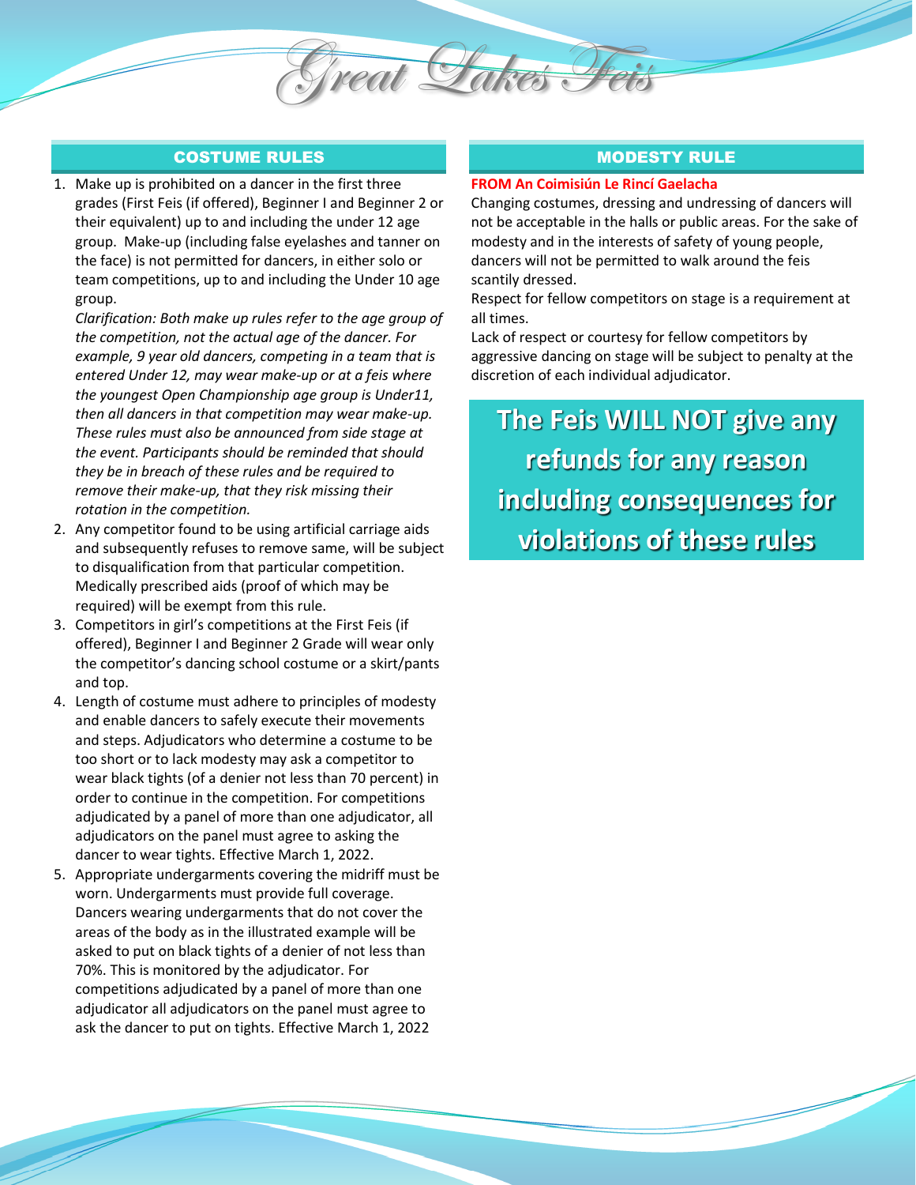## COSTUME RULES

1. Make up is prohibited on a dancer in the first three grades (First Feis (if offered), Beginner I and Beginner 2 or their equivalent) up to and including the under 12 age group. Make-up (including false eyelashes and tanner on the face) is not permitted for dancers, in either solo or team competitions, up to and including the Under 10 age group.

   *Clarification: Both make up rules refer to the age group of the competition, not the actual age of the dancer. For example, 9 year old dancers, competing in a team that is entered Under 12, may wear make-up or at a feis where the youngest Open Championship age group is Under11, then all dancers in that competition may wear make-up. These rules must also be announced from side stage at the event. Participants should be reminded that should they be in breach of these rules and be required to remove their make-up, that they risk missing their rotation in the competition.*
2. Any competitor found to be using artificial carriage aids and subsequently refuses to remove same, will be subject to disqualification from that particular competition. Medically prescribed aids (proof of which may be required) will be exempt from this rule.
3. Competitors in girl's competitions at the First Feis (if offered), Beginner I and Beginner 2 Grade will wear only the competitor's dancing school costume or a skirt/pants and top.
4. Length of costume must adhere to principles of modesty and enable dancers to safely execute their movements and steps. Adjudicators who determine a costume to be too short or to lack modesty may ask a competitor to wear black tights (of a denier not less than 70 percent) in order to continue in the competition. For competitions adjudicated by a panel of more than one adjudicator, all adjudicators on the panel must agree to asking the dancer to wear tights. Effective March 1, 2022.
5. Appropriate undergarments covering the midriff must be worn. Undergarments must provide full coverage. Dancers wearing undergarments that do not cover the areas of the body as in the illustrated example will be asked to put on black tights of a denier of not less than 70%. This is monitored by the adjudicator. For competitions adjudicated by a panel of more than one adjudicator all adjudicators on the panel must agree to ask the dancer to put on tights. Effective March 1, 2022

## MODESTY RULE

**FROM An Coimisiún Le Rincí Gaelacha**

Changing costumes, dressing and undressing of dancers will not be acceptable in the halls or public areas. For the sake of modesty and in the interests of safety of young people, dancers will not be permitted to walk around the feis scantily dressed.

Respect for fellow competitors on stage is a requirement at all times.

Lack of respect or courtesy for fellow competitors by aggressive dancing on stage will be subject to penalty at the discretion of each individual adjudicator.

**The Feis WILL NOT give any refunds for any reason including consequences for violations of these rules**